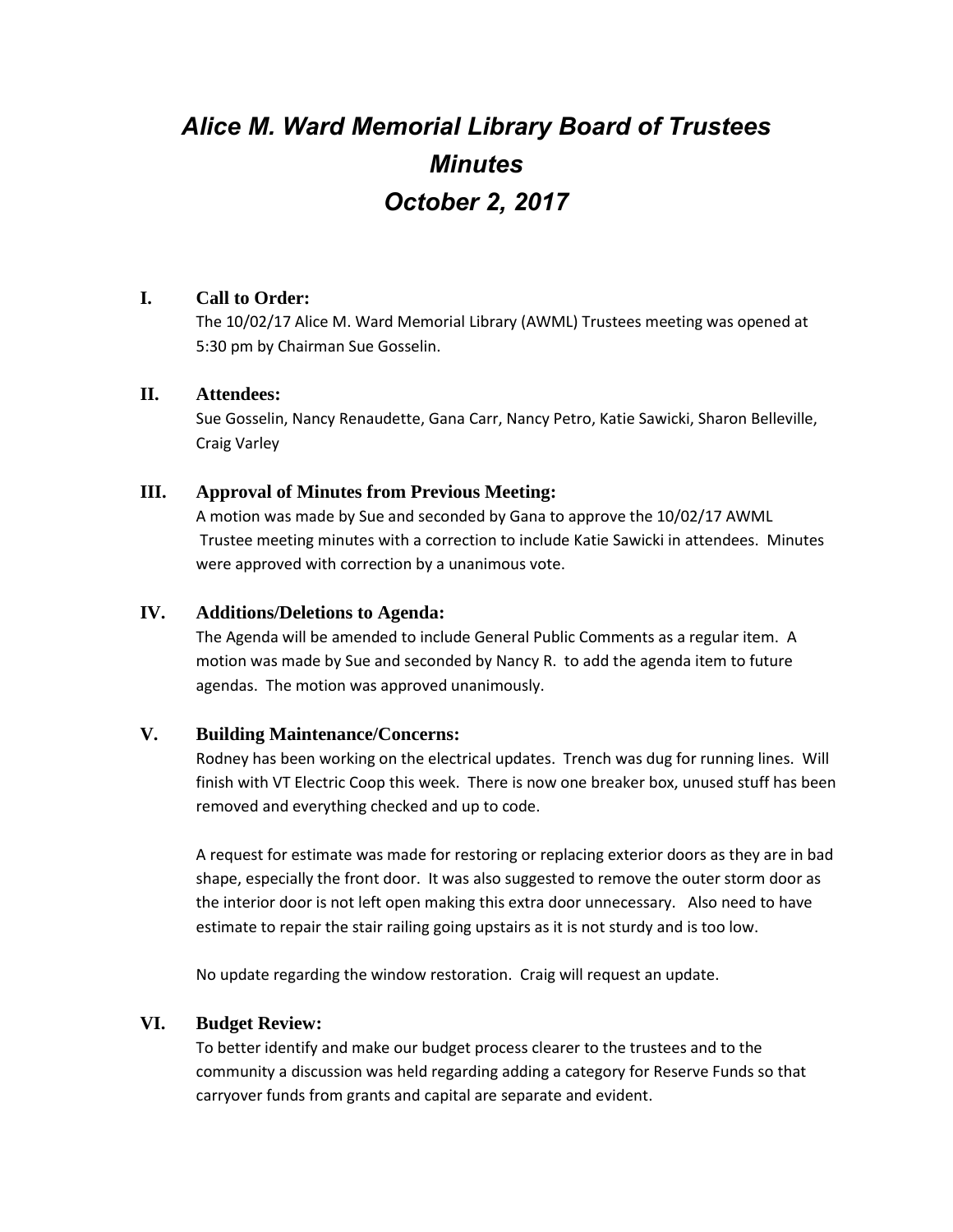# *Alice M. Ward Memorial Library Board of Trustees Minutes October 2, 2017*

## I. Call to Order:

The 10/02/17 Alice M. Ward Memorial Library (AWML) Trustees meeting was opened at 5:30 pm by Chairman Sue Gosselin.

## II. Attendees:

Sue Gosselin, Nancy Renaudette, Gana Carr, Nancy Petro, Katie Sawicki, Sharon Belleville, Craig Varley

## III. Approval of Minutes from Previous Meeting:

A motion was made by Sue and seconded by Gana to approve the 10/02/17 AWML Trustee meeting minutes with a correction to include Katie Sawicki in attendees. Minutes were approved with correction by a unanimous vote.

## IV. Additions/Deletions to Agenda:

The Agenda will be amended to include General Public Comments as a regular item. A motion was made by Sue and seconded by Nancy R. to add the agenda item to future agendas. The motion was approved unanimously.

## V. Building Maintenance/Concerns:

Rodney has been working on the electrical updates. Trench was dug for running lines. Will finish with VT Electric Coop this week. There is now one breaker box, unused stuff has been removed and everything checked and up to code.

A request for estimate was made for restoring or replacing exterior doors as they are in bad shape, especially the front door. It was also suggested to remove the outer storm door as the interior door is not left open making this extra door unnecessary. Also need to have estimate to repair the stair railing going upstairs as it is not sturdy and is too low.

No update regarding the window restoration. Craig will request an update.

## VI. Budget Review:

To better identify and make our budget process clearer to the trustees and to the community a discussion was held regarding adding a category for Reserve Funds so that carryover funds from grants and capital are separate and evident.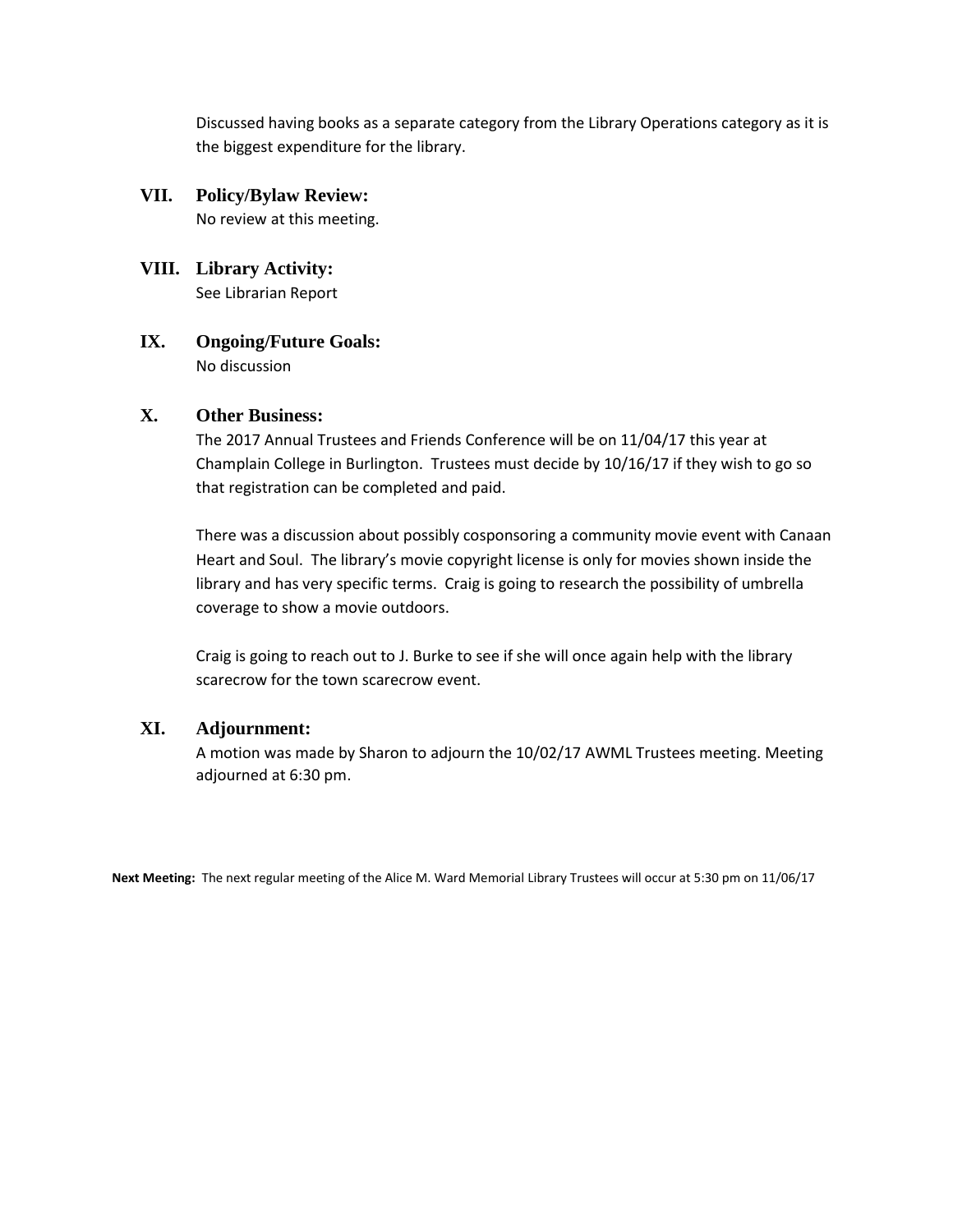Discussed having books as a separate category from the Library Operations category as it is the biggest expenditure for the library.

## VII. Policy/Bylaw Review:

No review at this meeting.

## VIII. Library Activity:

See Librarian Report

## IX. Ongoing/Future Goals:

No discussion

## X. Other Business:

The 2017 Annual Trustees and Friends Conference will be on 11/04/17 this year at Champlain College in Burlington. Trustees must decide by 10/16/17 if they wish to go so that registration can be completed and paid.

There was a discussion about possibly cosponsoring a community movie event with Canaan Heart and Soul. The library's movie copyright license is only for movies shown inside the library and has very specific terms. Craig is going to research the possibility of umbrella coverage to show a movie outdoors.

Craig is going to reach out to J. Burke to see if she will once again help with the library scarecrow for the town scarecrow event.

## XI. Adjournment:

A motion was made by Sharon to adjourn the 10/02/17 AWML Trustees meeting. Meeting adjourned at 6:30 pm.

**Next Meeting:** The next regular meeting of the Alice M. Ward Memorial Library Trustees will occur at 5:30 pm on 11/06/17